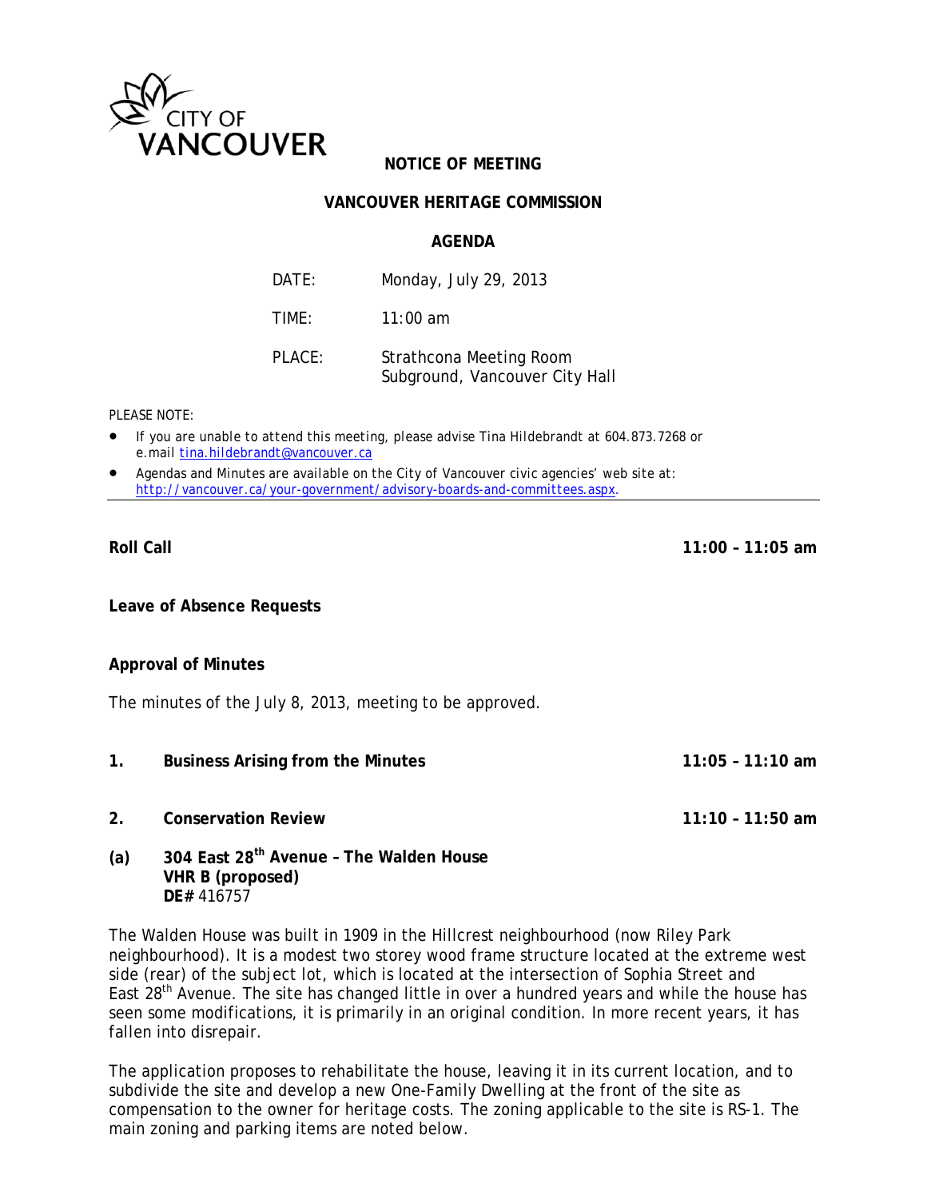CITY OF VANCOUVER

**NOTICE OF MEETING**

**VANCOUVER HERITAGE COMMISSION**

**AGENDA**

| | |
|---|---|
| DATE: | Monday, July 29, 2013 |
| TIME: | 11:00 am |
| PLACE: | Strathcona Meeting Room Subground, Vancouver City Hall |

PLEASE NOTE:

- If you are unable to attend this meeting, please advise Tina Hildebrandt at 604.873.7268 or e.mail tina.hildebrandt@vancouver.ca
- Agendas and Minutes are available on the City of Vancouver civic agencies' web site at: http://vancouver.ca/your-government/advisory-boards-and-committees.aspx.

---

**Roll Call** **11:00 – 11:05 am**

**Leave of Absence Requests**

**Approval of Minutes**

The minutes of the July 8, 2013, meeting to be approved.

**1. Business Arising from the Minutes** **11:05 – 11:10 am**

**2. Conservation Review** **11:10 – 11:50 am**

**(a) 304 East 28th Avenue – The Walden House**
**VHR B (proposed)**
**DE#** 416757

The Walden House was built in 1909 in the Hillcrest neighbourhood (now Riley Park neighbourhood). It is a modest two storey wood frame structure located at the extreme west side (rear) of the subject lot, which is located at the intersection of Sophia Street and East 28th Avenue. The site has changed little in over a hundred years and while the house has seen some modifications, it is primarily in an original condition. In more recent years, it has fallen into disrepair.

The application proposes to rehabilitate the house, leaving it in its current location, and to subdivide the site and develop a new One-Family Dwelling at the front of the site as compensation to the owner for heritage costs. The zoning applicable to the site is RS-1. The main zoning and parking items are noted below.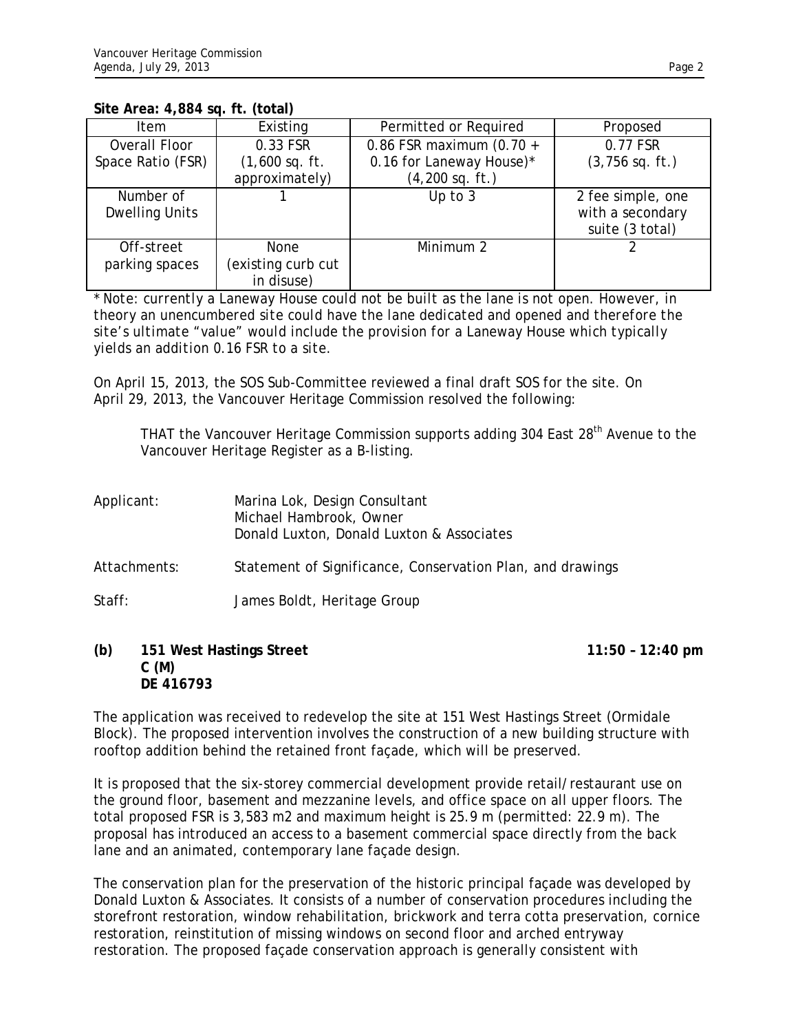**Site Area: 4,884 sq. ft. (total)**

| Item | Existing | Permitted or Required | Proposed |
|---|---|---|---|
| Overall Floor Space Ratio (FSR) | 0.33 FSR (1,600 sq. ft. approximately) | 0.86 FSR maximum (0.70 + 0.16 for Laneway House)* (4,200 sq. ft.) | 0.77 FSR (3,756 sq. ft.) |
| Number of Dwelling Units | 1 | Up to 3 | 2 fee simple, one with a secondary suite (3 total) |
| Off-street parking spaces | None (existing curb cut in disuse) | Minimum 2 | 2 |

*\* Note: currently a Laneway House could not be built as the lane is not open. However, in theory an unencumbered site could have the lane dedicated and opened and therefore the site's ultimate "value" would include the provision for a Laneway House which typically yields an addition 0.16 FSR to a site.*

On April 15, 2013, the SOS Sub-Committee reviewed a final draft SOS for the site. On April 29, 2013, the Vancouver Heritage Commission resolved the following:

> THAT the Vancouver Heritage Commission supports adding 304 East 28th Avenue to the Vancouver Heritage Register as a B-listing.

Applicant: Marina Lok, Design Consultant
Michael Hambrook, Owner
Donald Luxton, Donald Luxton & Associates

Attachments: Statement of Significance, Conservation Plan, and drawings

Staff: James Boldt, Heritage Group

**(b) 151 West Hastings Street** **11:50 – 12:40 pm**
**C (M)**
**DE 416793**

The application was received to redevelop the site at 151 West Hastings Street (Ormidale Block). The proposed intervention involves the construction of a new building structure with rooftop addition behind the retained front façade, which will be preserved.

It is proposed that the six-storey commercial development provide retail/restaurant use on the ground floor, basement and mezzanine levels, and office space on all upper floors. The total proposed FSR is 3,583 m2 and maximum height is 25.9 m (permitted: 22.9 m). The proposal has introduced an access to a basement commercial space directly from the back lane and an animated, contemporary lane façade design.

The conservation plan for the preservation of the historic principal façade was developed by Donald Luxton & Associates. It consists of a number of conservation procedures including the storefront restoration, window rehabilitation, brickwork and terra cotta preservation, cornice restoration, reinstitution of missing windows on second floor and arched entryway restoration. The proposed façade conservation approach is generally consistent with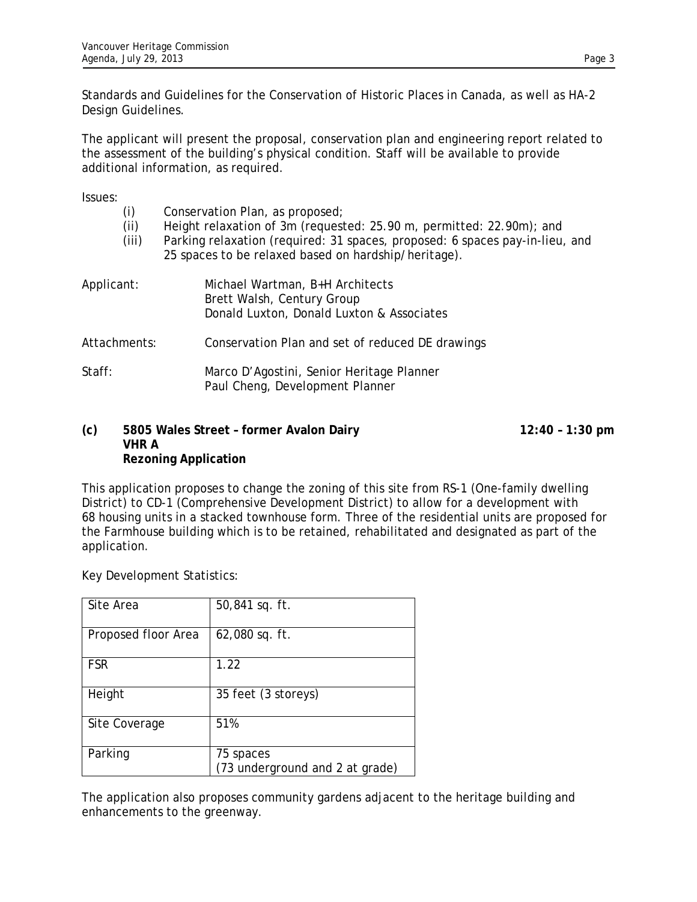Standards and Guidelines for the Conservation of Historic Places in Canada, as well as HA-2 Design Guidelines.

The applicant will present the proposal, conservation plan and engineering report related to the assessment of the building's physical condition. Staff will be available to provide additional information, as required.

Issues:

(i) Conservation Plan, as proposed;
(ii) Height relaxation of 3m (requested: 25.90 m, permitted: 22.90m); and
(iii) Parking relaxation (required: 31 spaces, proposed: 6 spaces pay-in-lieu, and 25 spaces to be relaxed based on hardship/heritage).

Applicant: Michael Wartman, B+H Architects
Brett Walsh, Century Group
Donald Luxton, Donald Luxton & Associates

Attachments: Conservation Plan and set of reduced DE drawings

Staff: Marco D'Agostini, Senior Heritage Planner
Paul Cheng, Development Planner

**(c) 5805 Wales Street – former Avalon Dairy** **12:40 – 1:30 pm**
**VHR A**
**Rezoning Application**

This application proposes to change the zoning of this site from RS-1 (One-family dwelling District) to CD-1 (Comprehensive Development District) to allow for a development with 68 housing units in a stacked townhouse form. Three of the residential units are proposed for the Farmhouse building which is to be retained, rehabilitated and designated as part of the application.

Key Development Statistics:

| | |
|---|---|
| Site Area | 50,841 sq. ft. |
| Proposed floor Area | 62,080 sq. ft. |
| FSR | 1.22 |
| Height | 35 feet (3 storeys) |
| Site Coverage | 51% |
| Parking | 75 spaces (73 underground and 2 at grade) |

The application also proposes community gardens adjacent to the heritage building and enhancements to the greenway.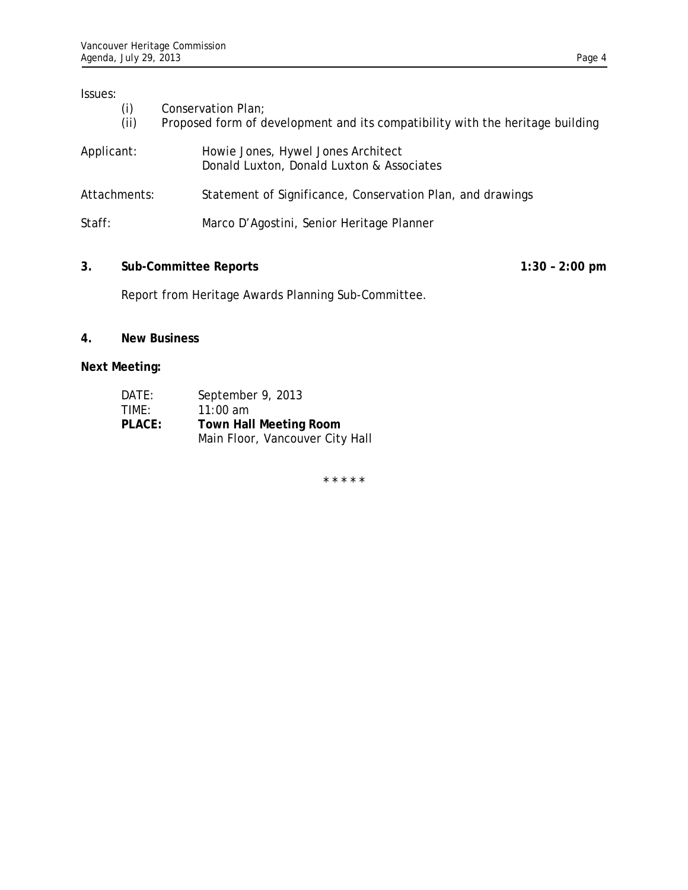Issues:

(i) Conservation Plan;
(ii) Proposed form of development and its compatibility with the heritage building

Applicant: Howie Jones, Hywel Jones Architect
Donald Luxton, Donald Luxton & Associates

Attachments: Statement of Significance, Conservation Plan, and drawings

Staff: Marco D'Agostini, Senior Heritage Planner

**3. Sub-Committee Reports** **1:30 – 2:00 pm**

Report from Heritage Awards Planning Sub-Committee.

**4. New Business**

**Next Meeting:**

DATE: September 9, 2013
TIME: 11:00 am
**PLACE: Town Hall Meeting Room**
Main Floor, Vancouver City Hall

* * * * *